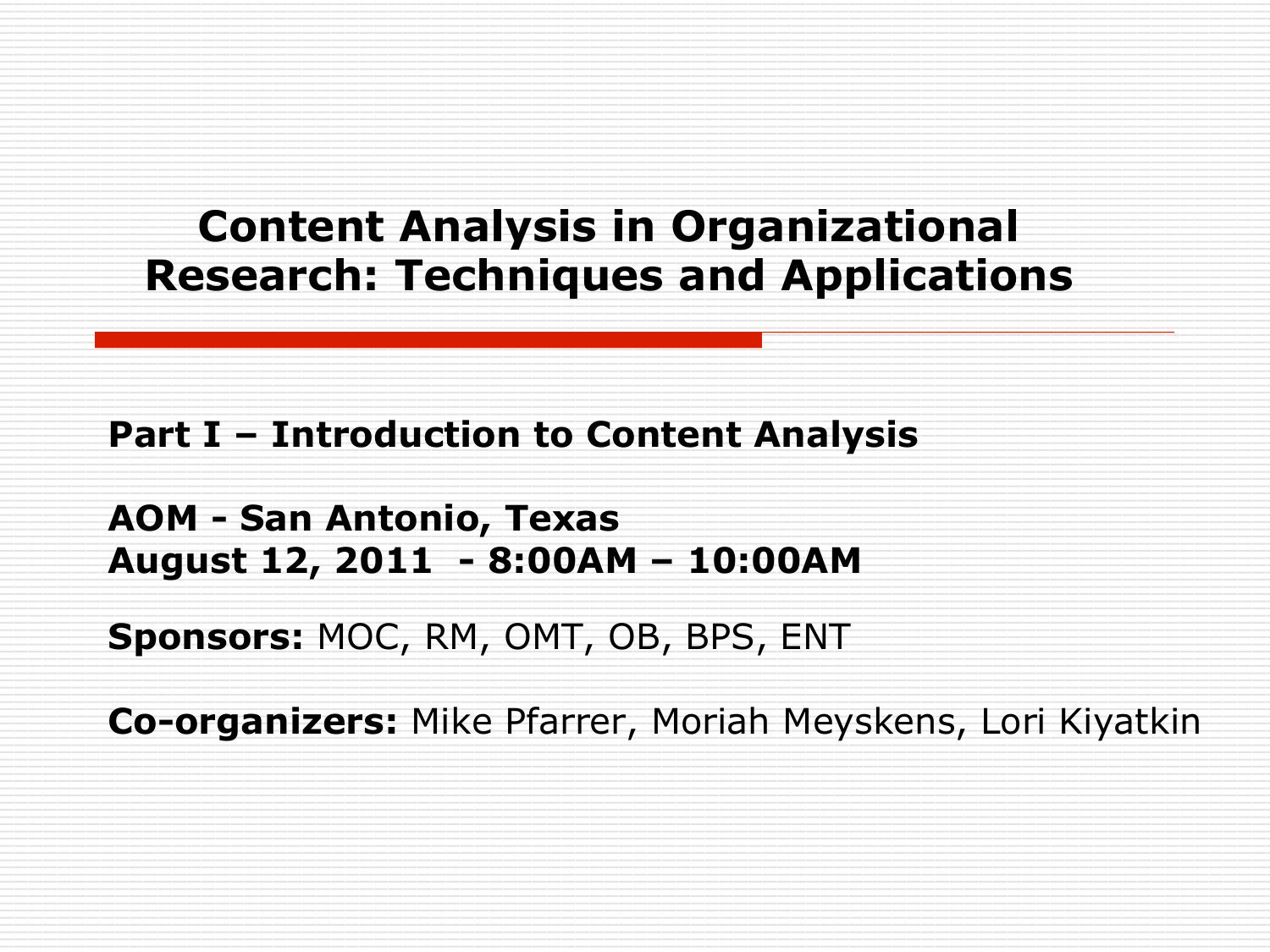# Content Analysis in Organizational Research: Techniques and Applications

**Part I – Introduction to Content Analysis**

**AOM - San Antonio, Texas**
**August 12, 2011 - 8:00AM – 10:00AM**

**Sponsors:** MOC, RM, OMT, OB, BPS, ENT

**Co-organizers:** Mike Pfarrer, Moriah Meyskens, Lori Kiyatkin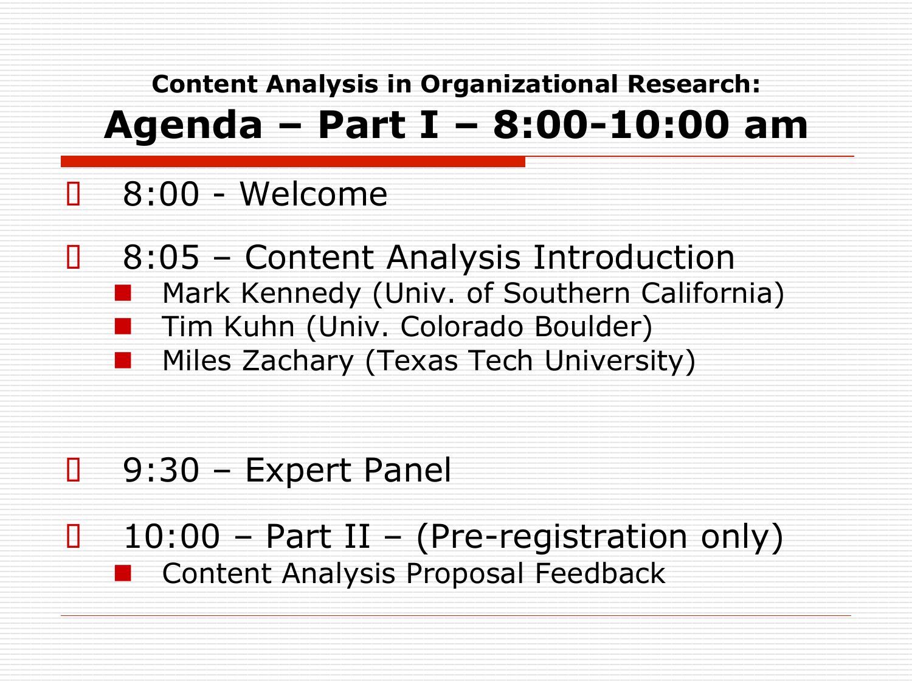**Content Analysis in Organizational Research:**

# Agenda – Part I – 8:00-10:00 am

- 8:00 - Welcome
- 8:05 – Content Analysis Introduction
  - Mark Kennedy (Univ. of Southern California)
  - Tim Kuhn (Univ. Colorado Boulder)
  - Miles Zachary (Texas Tech University)
- 9:30 – Expert Panel
- 10:00 – Part II – (Pre-registration only)
  - Content Analysis Proposal Feedback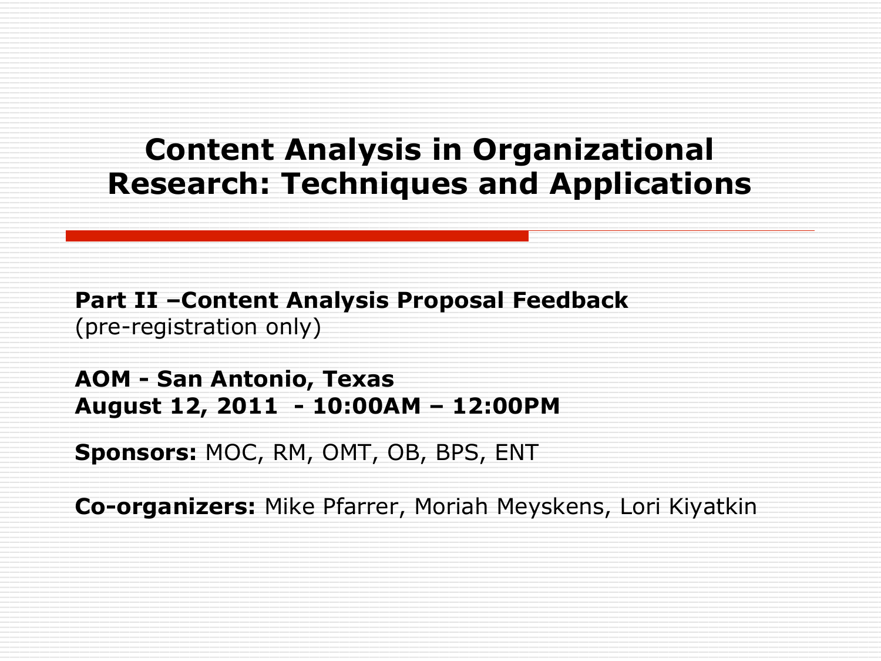# Content Analysis in Organizational Research: Techniques and Applications

**Part II –Content Analysis Proposal Feedback**
(pre-registration only)

**AOM - San Antonio, Texas**
**August 12, 2011 - 10:00AM – 12:00PM**

**Sponsors:** MOC, RM, OMT, OB, BPS, ENT

**Co-organizers:** Mike Pfarrer, Moriah Meyskens, Lori Kiyatkin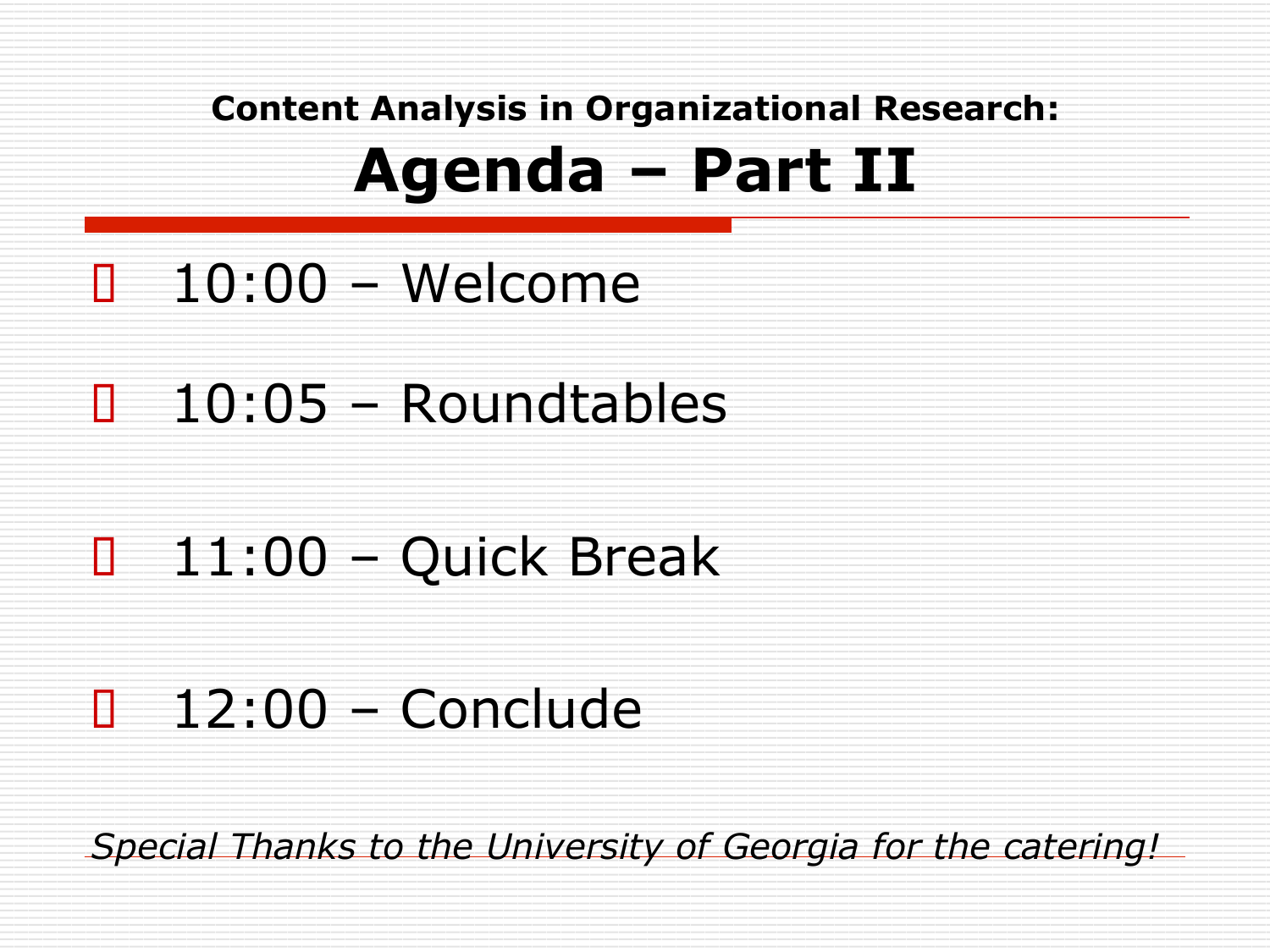**Content Analysis in Organizational Research:**

# Agenda – Part II

- 10:00 – Welcome
- 10:05 – Roundtables
- 11:00 – Quick Break
- 12:00 – Conclude

*Special Thanks to the University of Georgia for the catering!*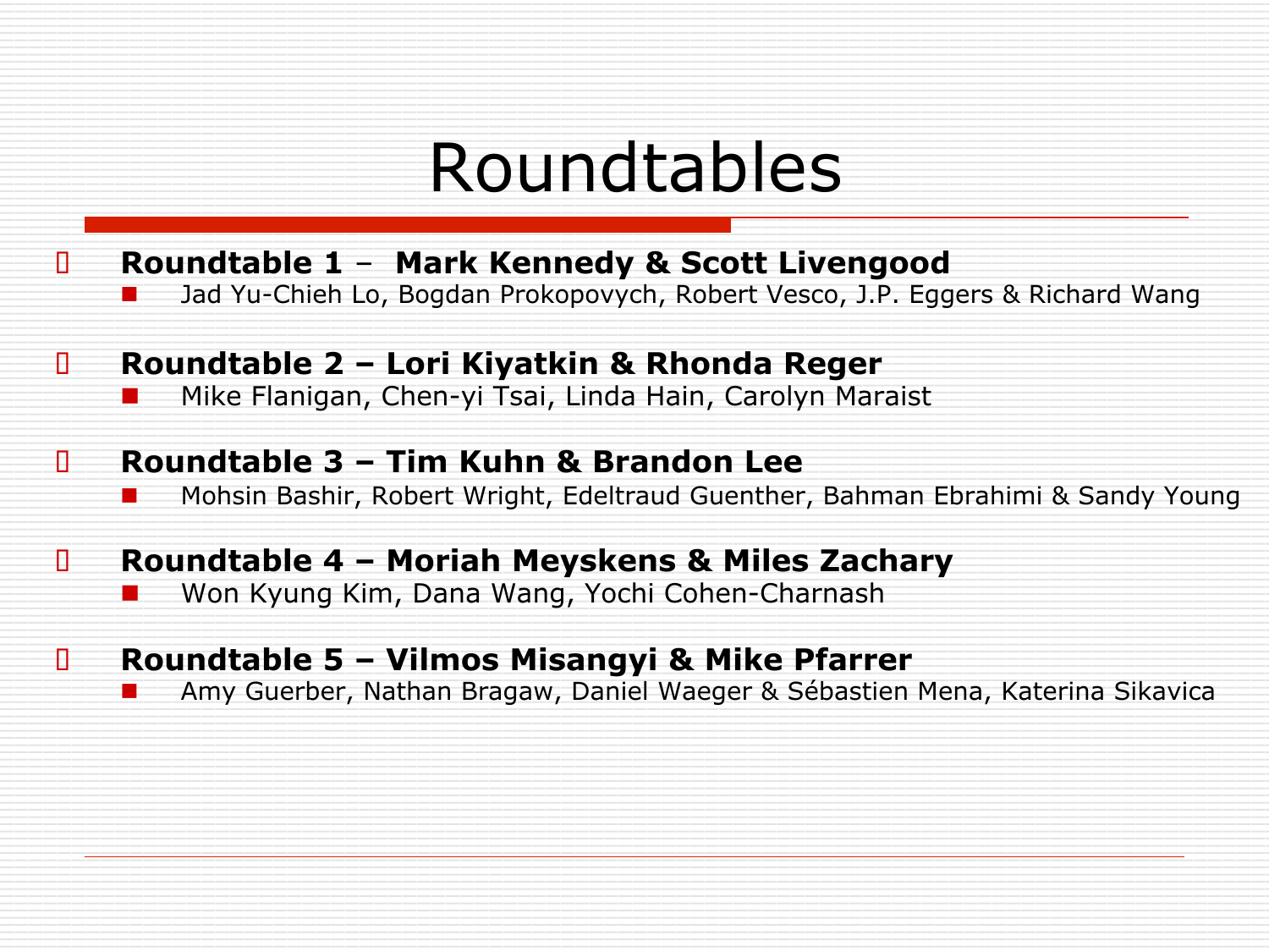# Roundtables

- **Roundtable 1 – Mark Kennedy & Scott Livengood**
  - Jad Yu-Chieh Lo, Bogdan Prokopovych, Robert Vesco, J.P. Eggers & Richard Wang
- **Roundtable 2 – Lori Kiyatkin & Rhonda Reger**
  - Mike Flanigan, Chen-yi Tsai, Linda Hain, Carolyn Maraist
- **Roundtable 3 – Tim Kuhn & Brandon Lee**
  - Mohsin Bashir, Robert Wright, Edeltraud Guenther, Bahman Ebrahimi & Sandy Young
- **Roundtable 4 – Moriah Meyskens & Miles Zachary**
  - Won Kyung Kim, Dana Wang, Yochi Cohen-Charnash
- **Roundtable 5 – Vilmos Misangyi & Mike Pfarrer**
  - Amy Guerber, Nathan Bragaw, Daniel Waeger & Sébastien Mena, Katerina Sikavica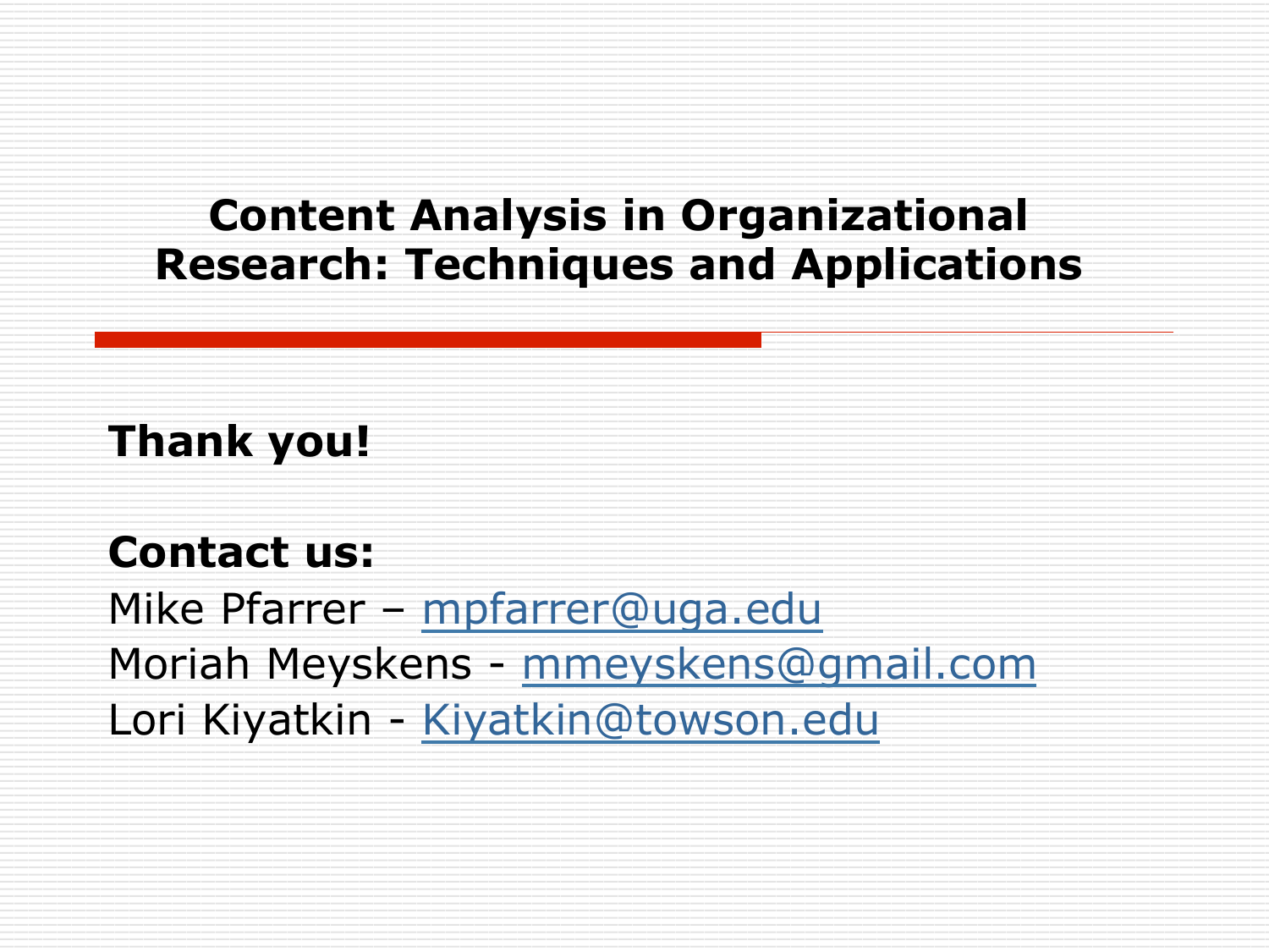# Content Analysis in Organizational Research: Techniques and Applications

**Thank you!**

**Contact us:**

Mike Pfarrer – mpfarrer@uga.edu
Moriah Meyskens - mmeyskens@gmail.com
Lori Kiyatkin - Kiyatkin@towson.edu